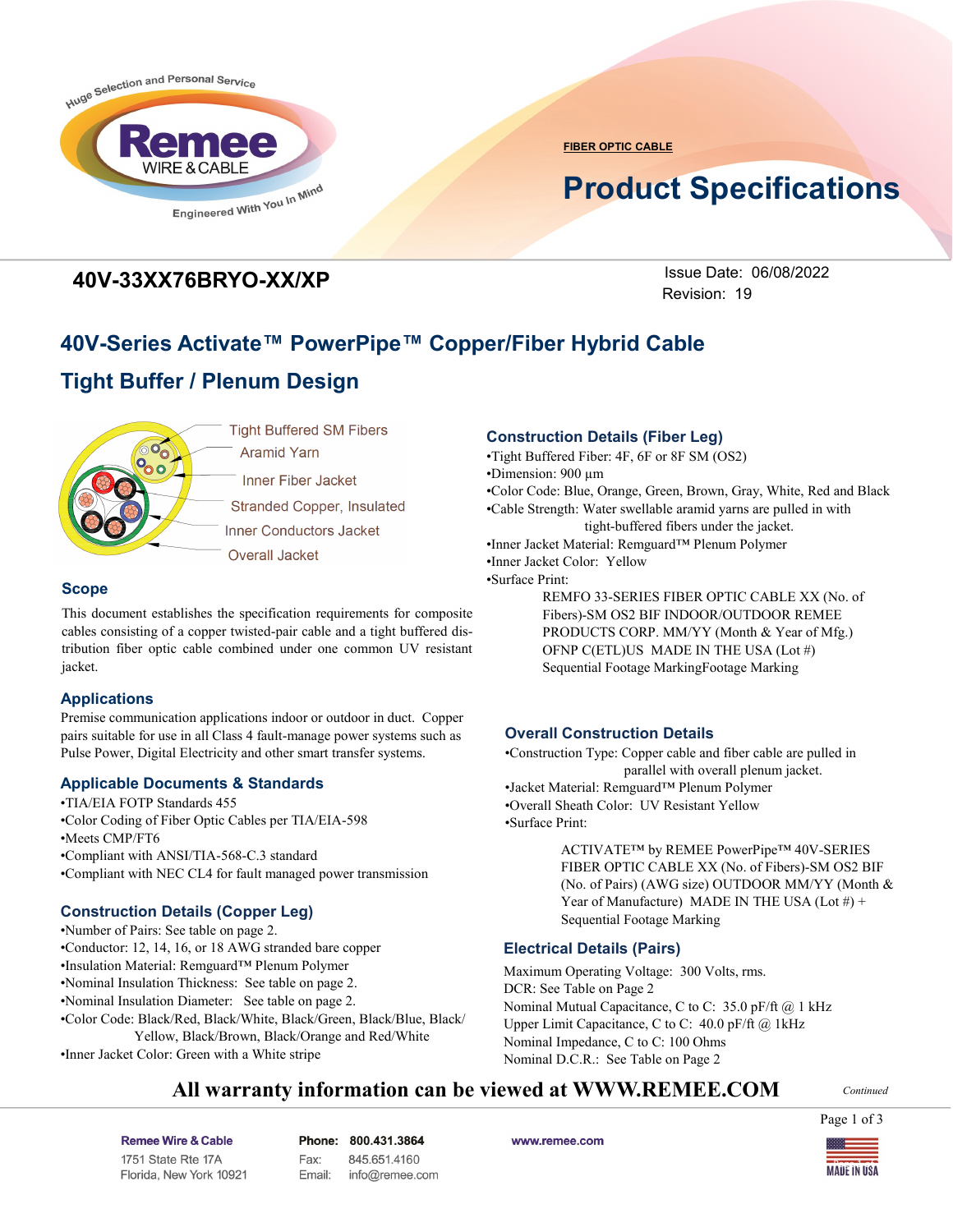FIBER OPTIC CABLE

# Product Specifications

## 40V-33XX76BRYO-XX/XP

Issue Date: 06/08/2022
Revision: 19

# 40V-Series Activate™ PowerPipe™ Copper/Fiber Hybrid Cable

# Tight Buffer / Plenum Design

Tight Buffered SM Fibers
Aramid Yarn
Inner Fiber Jacket
Stranded Copper, Insulated
Inner Conductors Jacket
Overall Jacket

### Scope

This document establishes the specification requirements for composite cables consisting of a copper twisted-pair cable and a tight buffered distribution fiber optic cable combined under one common UV resistant jacket.

### Applications

Premise communication applications indoor or outdoor in duct. Copper pairs suitable for use in all Class 4 fault-manage power systems such as Pulse Power, Digital Electricity and other smart transfer systems.

### Applicable Documents & Standards

- TIA/EIA FOTP Standards 455
- Color Coding of Fiber Optic Cables per TIA/EIA-598
- Meets CMP/FT6
- Compliant with ANSI/TIA-568-C.3 standard
- Compliant with NEC CL4 for fault managed power transmission

### Construction Details (Copper Leg)

- Number of Pairs: See table on page 2.
- Conductor: 12, 14, 16, or 18 AWG stranded bare copper
- Insulation Material: Remguard™ Plenum Polymer
- Nominal Insulation Thickness: See table on page 2.
- Nominal Insulation Diameter: See table on page 2.
- Color Code: Black/Red, Black/White, Black/Green, Black/Blue, Black/Yellow, Black/Brown, Black/Orange and Red/White
- Inner Jacket Color: Green with a White stripe

### Construction Details (Fiber Leg)

- Tight Buffered Fiber: 4F, 6F or 8F SM (OS2)
- Dimension: 900 µm
- Color Code: Blue, Orange, Green, Brown, Gray, White, Red and Black
- Cable Strength: Water swellable aramid yarns are pulled in with tight-buffered fibers under the jacket.
- Inner Jacket Material: Remguard™ Plenum Polymer
- Inner Jacket Color: Yellow
- Surface Print:

  REMFO 33-SERIES FIBER OPTIC CABLE XX (No. of Fibers)-SM OS2 BIF INDOOR/OUTDOOR REMEE PRODUCTS CORP. MM/YY (Month & Year of Mfg.) OFNP C(ETL)US MADE IN THE USA (Lot #) Sequential Footage MarkingFootage Marking

### Overall Construction Details

- Construction Type: Copper cable and fiber cable are pulled in parallel with overall plenum jacket.
- Jacket Material: Remguard™ Plenum Polymer
- Overall Sheath Color: UV Resistant Yellow
- Surface Print:

  ACTIVATE™ by REMEE PowerPipe™ 40V-SERIES FIBER OPTIC CABLE XX (No. of Fibers)-SM OS2 BIF (No. of Pairs) (AWG size) OUTDOOR MM/YY (Month & Year of Manufacture) MADE IN THE USA (Lot #) + Sequential Footage Marking

### Electrical Details (Pairs)

Maximum Operating Voltage: 300 Volts, rms.
DCR: See Table on Page 2
Nominal Mutual Capacitance, C to C: 35.0 pF/ft @ 1 kHz
Upper Limit Capacitance, C to C: 40.0 pF/ft @ 1kHz
Nominal Impedance, C to C: 100 Ohms
Nominal D.C.R.: See Table on Page 2

**All warranty information can be viewed at WWW.REMEE.COM**

*Continued*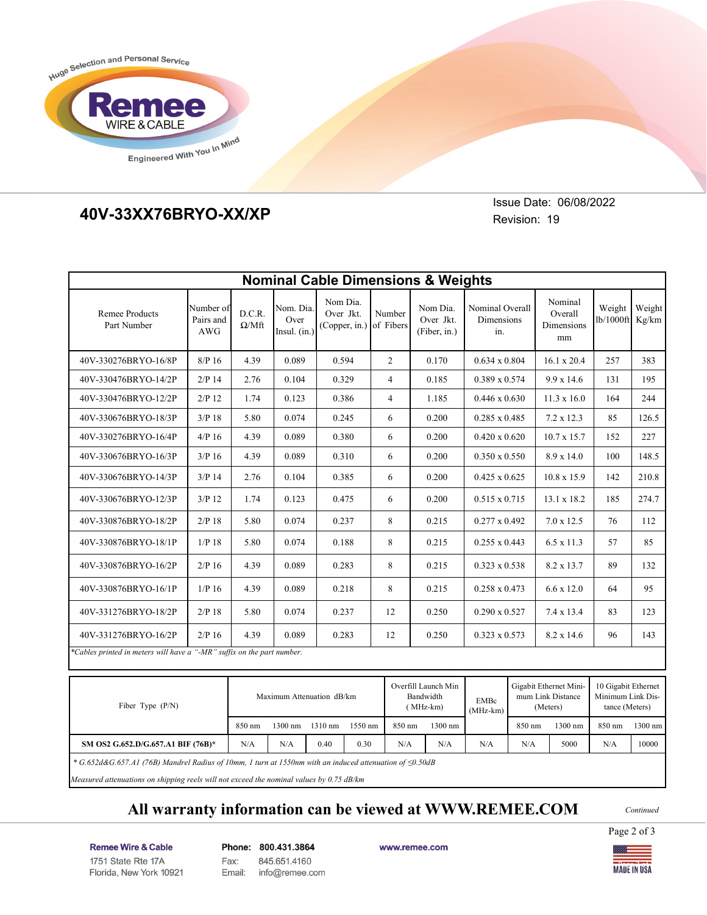## 40V-33XX76BRYO-XX/XP

Issue Date: 06/08/2022
Revision: 19

| Nominal Cable Dimensions & Weights | | | | | | | | | | |
|---|---|---|---|---|---|---|---|---|---|---|
| Remee Products Part Number | Number of Pairs and AWG | D.C.R. Ω/Mft | Nom. Dia. Over Insul. (in.) | Nom Dia. Over Jkt. (Copper, in.) | Number of Fibers | Nom Dia. Over Jkt. (Fiber, in.) | Nominal Overall Dimensions in. | Nominal Overall Dimensions mm | Weight lb/1000ft | Weight Kg/km |
| 40V-330276BRYO-16/8P | 8/P 16 | 4.39 | 0.089 | 0.594 | 2 | 0.170 | 0.634 x 0.804 | 16.1 x 20.4 | 257 | 383 |
| 40V-330476BRYO-14/2P | 2/P 14 | 2.76 | 0.104 | 0.329 | 4 | 0.185 | 0.389 x 0.574 | 9.9 x 14.6 | 131 | 195 |
| 40V-330476BRYO-12/2P | 2/P 12 | 1.74 | 0.123 | 0.386 | 4 | 1.185 | 0.446 x 0.630 | 11.3 x 16.0 | 164 | 244 |
| 40V-330676BRYO-18/3P | 3/P 18 | 5.80 | 0.074 | 0.245 | 6 | 0.200 | 0.285 x 0.485 | 7.2 x 12.3 | 85 | 126.5 |
| 40V-330276BRYO-16/4P | 4/P 16 | 4.39 | 0.089 | 0.380 | 6 | 0.200 | 0.420 x 0.620 | 10.7 x 15.7 | 152 | 227 |
| 40V-330676BRYO-16/3P | 3/P 16 | 4.39 | 0.089 | 0.310 | 6 | 0.200 | 0.350 x 0.550 | 8.9 x 14.0 | 100 | 148.5 |
| 40V-330676BRYO-14/3P | 3/P 14 | 2.76 | 0.104 | 0.385 | 6 | 0.200 | 0.425 x 0.625 | 10.8 x 15.9 | 142 | 210.8 |
| 40V-330676BRYO-12/3P | 3/P 12 | 1.74 | 0.123 | 0.475 | 6 | 0.200 | 0.515 x 0.715 | 13.1 x 18.2 | 185 | 274.7 |
| 40V-330876BRYO-18/2P | 2/P 18 | 5.80 | 0.074 | 0.237 | 8 | 0.215 | 0.277 x 0.492 | 7.0 x 12.5 | 76 | 112 |
| 40V-330876BRYO-18/1P | 1/P 18 | 5.80 | 0.074 | 0.188 | 8 | 0.215 | 0.255 x 0.443 | 6.5 x 11.3 | 57 | 85 |
| 40V-330876BRYO-16/2P | 2/P 16 | 4.39 | 0.089 | 0.283 | 8 | 0.215 | 0.323 x 0.538 | 8.2 x 13.7 | 89 | 132 |
| 40V-330876BRYO-16/1P | 1/P 16 | 4.39 | 0.089 | 0.218 | 8 | 0.215 | 0.258 x 0.473 | 6.6 x 12.0 | 64 | 95 |
| 40V-331276BRYO-18/2P | 2/P 18 | 5.80 | 0.074 | 0.237 | 12 | 0.250 | 0.290 x 0.527 | 7.4 x 13.4 | 83 | 123 |
| 40V-331276BRYO-16/2P | 2/P 16 | 4.39 | 0.089 | 0.283 | 12 | 0.250 | 0.323 x 0.573 | 8.2 x 14.6 | 96 | 143 |

*Cables printed in meters will have a "-MR" suffix on the part number.*

| Fiber Type (P/N) | Maximum Attenuation dB/km | | | | Overfill Launch Min Bandwidth (MHz-km) | | EMBc (MHz-km) | Gigabit Ethernet Minimum Link Distance (Meters) | | 10 Gigabit Ethernet Minimum Link Distance (Meters) | |
|---|---|---|---|---|---|---|---|---|---|---|---|
| | 850 nm | 1300 nm | 1310 nm | 1550 nm | 850 nm | 1300 nm | | 850 nm | 1300 nm | 850 nm | 1300 nm |
| **SM OS2 G.652.D/G.657.A1 BIF (76B)*** | N/A | N/A | 0.40 | 0.30 | N/A | N/A | N/A | N/A | 5000 | N/A | 10000 |

*\* G.652d&G.657.A1 (76B) Mandrel Radius of 10mm, 1 turn at 1550nm with an induced attenuation of ≤0.50dB*

*Measured attenuations on shipping reels will not exceed the nominal values by 0.75 dB/km*

**All warranty information can be viewed at WWW.REMEE.COM**

*Continued*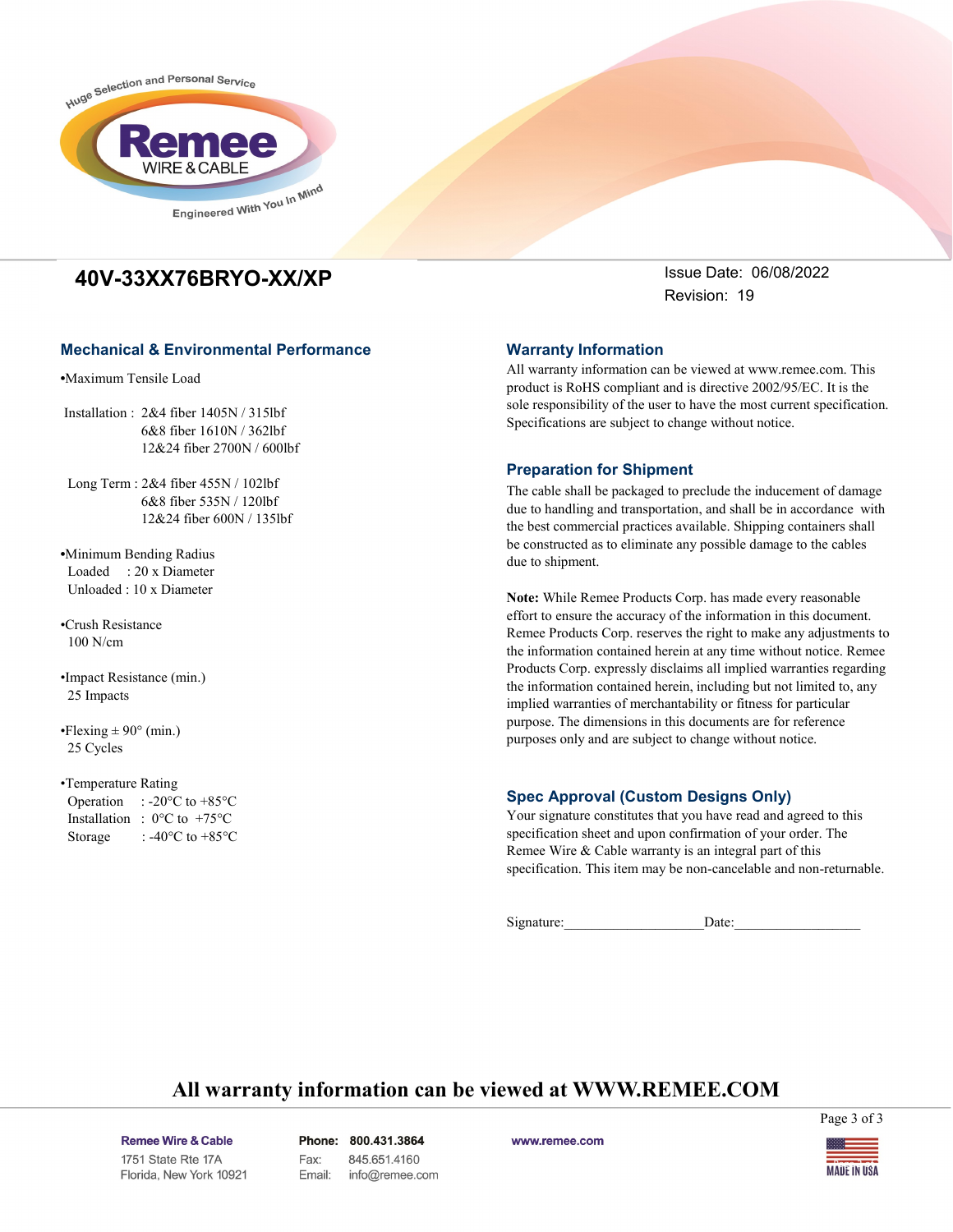Huge Selection and Personal Service

**Remee** WIRE & CABLE

Engineered With You In Mind

# 40V-33XX76BRYO-XX/XP

Issue Date: 06/08/2022
Revision: 19

## Mechanical & Environmental Performance

•Maximum Tensile Load

Installation : 2&4 fiber 1405N / 315lbf
6&8 fiber 1610N / 362lbf
12&24 fiber 2700N / 600lbf

Long Term : 2&4 fiber 455N / 102lbf
6&8 fiber 535N / 120lbf
12&24 fiber 600N / 135lbf

•Minimum Bending Radius
Loaded : 20 x Diameter
Unloaded : 10 x Diameter

•Crush Resistance
100 N/cm

•Impact Resistance (min.)
25 Impacts

•Flexing ± 90° (min.)
25 Cycles

•Temperature Rating
Operation : -20°C to +85°C
Installation : 0°C to +75°C
Storage : -40°C to +85°C

## Warranty Information

All warranty information can be viewed at www.remee.com. This product is RoHS compliant and is directive 2002/95/EC. It is the sole responsibility of the user to have the most current specification. Specifications are subject to change without notice.

## Preparation for Shipment

The cable shall be packaged to preclude the inducement of damage due to handling and transportation, and shall be in accordance with the best commercial practices available. Shipping containers shall be constructed as to eliminate any possible damage to the cables due to shipment.

**Note:** While Remee Products Corp. has made every reasonable effort to ensure the accuracy of the information in this document. Remee Products Corp. reserves the right to make any adjustments to the information contained herein at any time without notice. Remee Products Corp. expressly disclaims all implied warranties regarding the information contained herein, including but not limited to, any implied warranties of merchantability or fitness for particular purpose. The dimensions in this documents are for reference purposes only and are subject to change without notice.

## Spec Approval (Custom Designs Only)

Your signature constitutes that you have read and agreed to this specification sheet and upon confirmation of your order. The Remee Wire & Cable warranty is an integral part of this specification. This item may be non-cancelable and non-returnable.

Signature:___________________Date:_________________

**All warranty information can be viewed at WWW.REMEE.COM**

**Remee Wire & Cable**
1751 State Rte 17A
Florida, New York 10921

**Phone: 800.431.3864**
Fax: 845.651.4160
Email: info@remee.com

**www.remee.com**

MADE IN USA